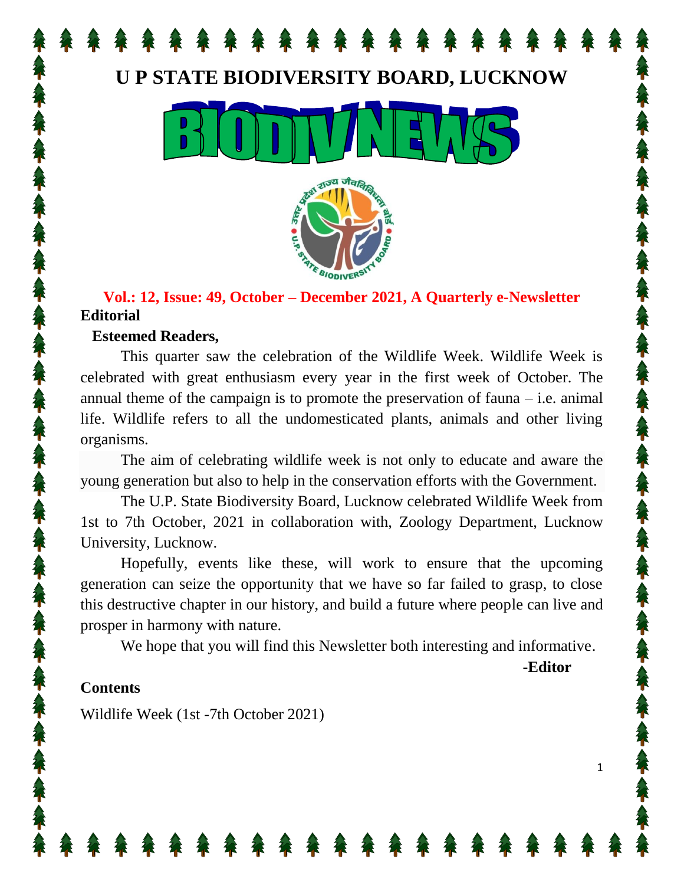# U P STATE BIODIVERSITY BOARD, LUCKNOW

# BIODIV NEWS

**Vol.: 12, Issue: 49, October – December 2021, A Quarterly e-Newsletter**

## Editorial

**Esteemed Readers,**

This quarter saw the celebration of the Wildlife Week. Wildlife Week is celebrated with great enthusiasm every year in the first week of October. The annual theme of the campaign is to promote the preservation of fauna – i.e. animal life. Wildlife refers to all the undomesticated plants, animals and other living organisms.

The aim of celebrating wildlife week is not only to educate and aware the young generation but also to help in the conservation efforts with the Government.

The U.P. State Biodiversity Board, Lucknow celebrated Wildlife Week from 1st to 7th October, 2021 in collaboration with, Zoology Department, Lucknow University, Lucknow.

Hopefully, events like these, will work to ensure that the upcoming generation can seize the opportunity that we have so far failed to grasp, to close this destructive chapter in our history, and build a future where people can live and prosper in harmony with nature.

We hope that you will find this Newsletter both interesting and informative.

**-Editor**

## Contents

Wildlife Week (1st -7th October 2021)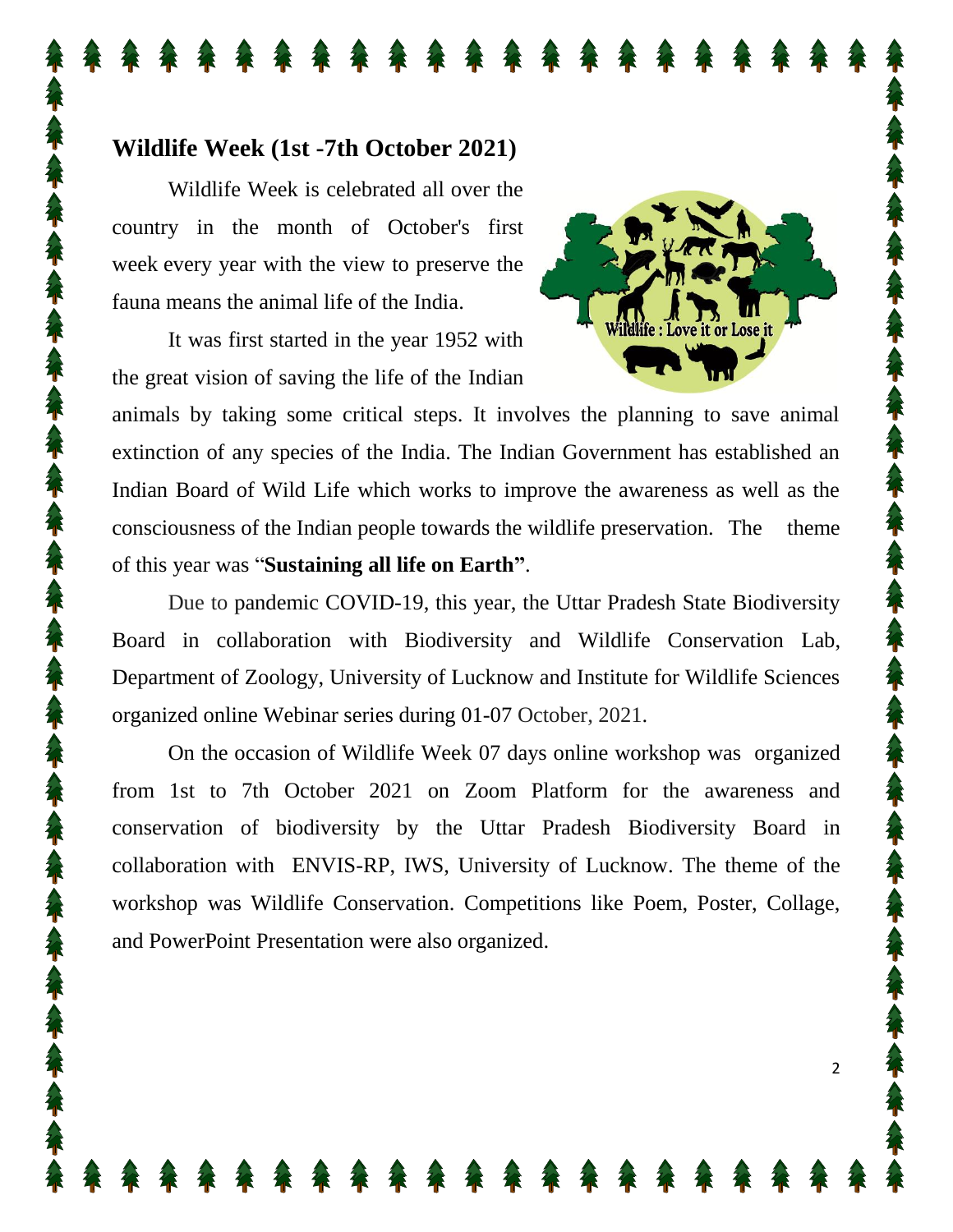## Wildlife Week (1st -7th October 2021)

Wildlife Week is celebrated all over the country in the month of October's first week every year with the view to preserve the fauna means the animal life of the India.

It was first started in the year 1952 with the great vision of saving the life of the Indian animals by taking some critical steps. It involves the planning to save animal extinction of any species of the India. The Indian Government has established an Indian Board of Wild Life which works to improve the awareness as well as the consciousness of the Indian people towards the wildlife preservation. The theme of this year was "**Sustaining all life on Earth"**.

Due to pandemic COVID-19, this year, the Uttar Pradesh State Biodiversity Board in collaboration with Biodiversity and Wildlife Conservation Lab, Department of Zoology, University of Lucknow and Institute for Wildlife Sciences organized online Webinar series during 01-07 October, 2021.

On the occasion of Wildlife Week 07 days online workshop was organized from 1st to 7th October 2021 on Zoom Platform for the awareness and conservation of biodiversity by the Uttar Pradesh Biodiversity Board in collaboration with ENVIS-RP, IWS, University of Lucknow. The theme of the workshop was Wildlife Conservation. Competitions like Poem, Poster, Collage, and PowerPoint Presentation were also organized.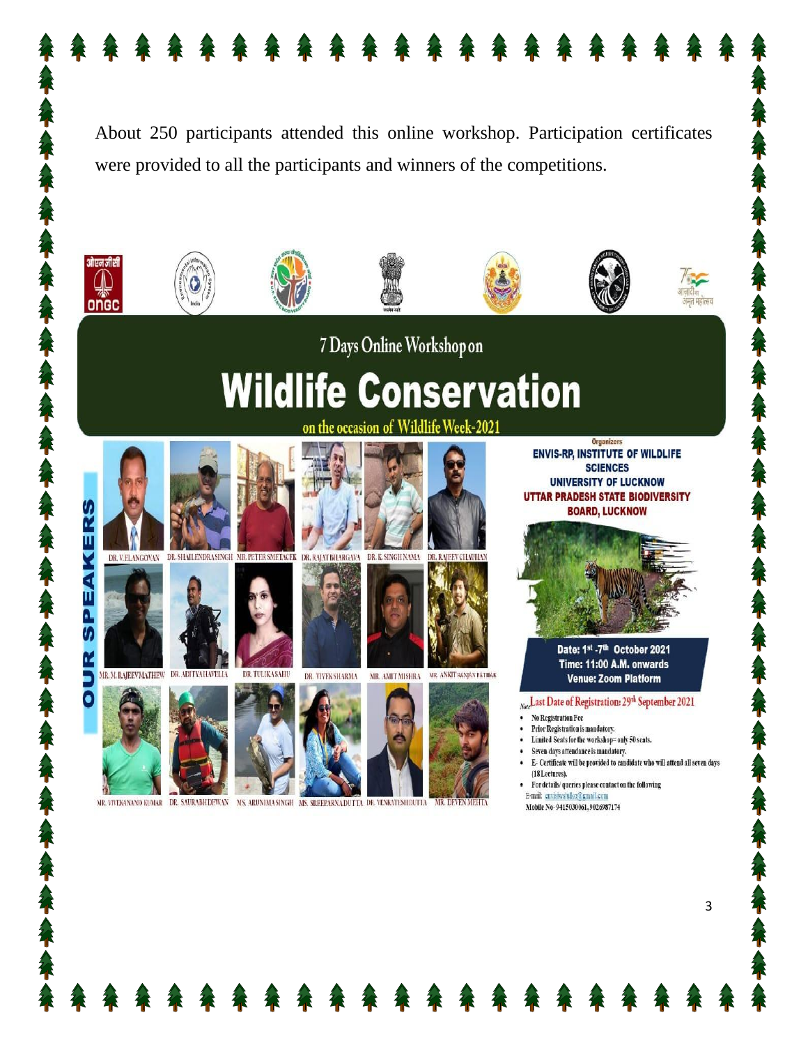About 250 participants attended this online workshop. Participation certificates were provided to all the participants and winners of the competitions.

7 Days Online Workshop on

# Wildlife Conservation

on the occasion of Wildlife Week-2021

OUR SPEAKERS

DR. V. ELANGOVAN, DR. SHAILENDRA SINGH, MR. PETER SMETACEK, DR. RAJAT BHARGAVA, DR. K. SINGH NAMA, DR. RAJEEV CHAUHAN, MR. M. RAJEEV MATHEW, DR. ADITYA HAVELIA, DR. TULIKA SAHU, DR. VIVEK SHARMA, MR. AMIT MISHRA, MR. ANKIT RANJAN PATHAK, MR. VIVEKANAND KUMAR, DR. SAURABH DEWAN, MS. ARUNIMA SINGH, MS. SREEPARNA DUTTA, DR. VENKATESH DUTTA, MR. DEVEN MEHTA

Organizers

ENVIS-RP, INSTITUTE OF WILDLIFE SCIENCES UNIVERSITY OF LUCKNOW

UTTAR PRADESH STATE BIODIVERSITY BOARD, LUCKNOW

Date: 1st -7th October 2021
Time: 11:00 A.M. onwards
Venue: Zoom Platform

Note: Last Date of Registration: 29th September 2021

- No Registration Fee
- Prior Registration is mandatory.
- Limited Seats for the workshop= only 50 seats.
- Seven days attendance is mandatory.
- E- Certificate will be provided to candidate who will attend all seven days (18 Lectures).
- For details/ queries please contact on the following

E-mail: envisiwslu@gmail.com
Mobile No- 9415030061, 9026987174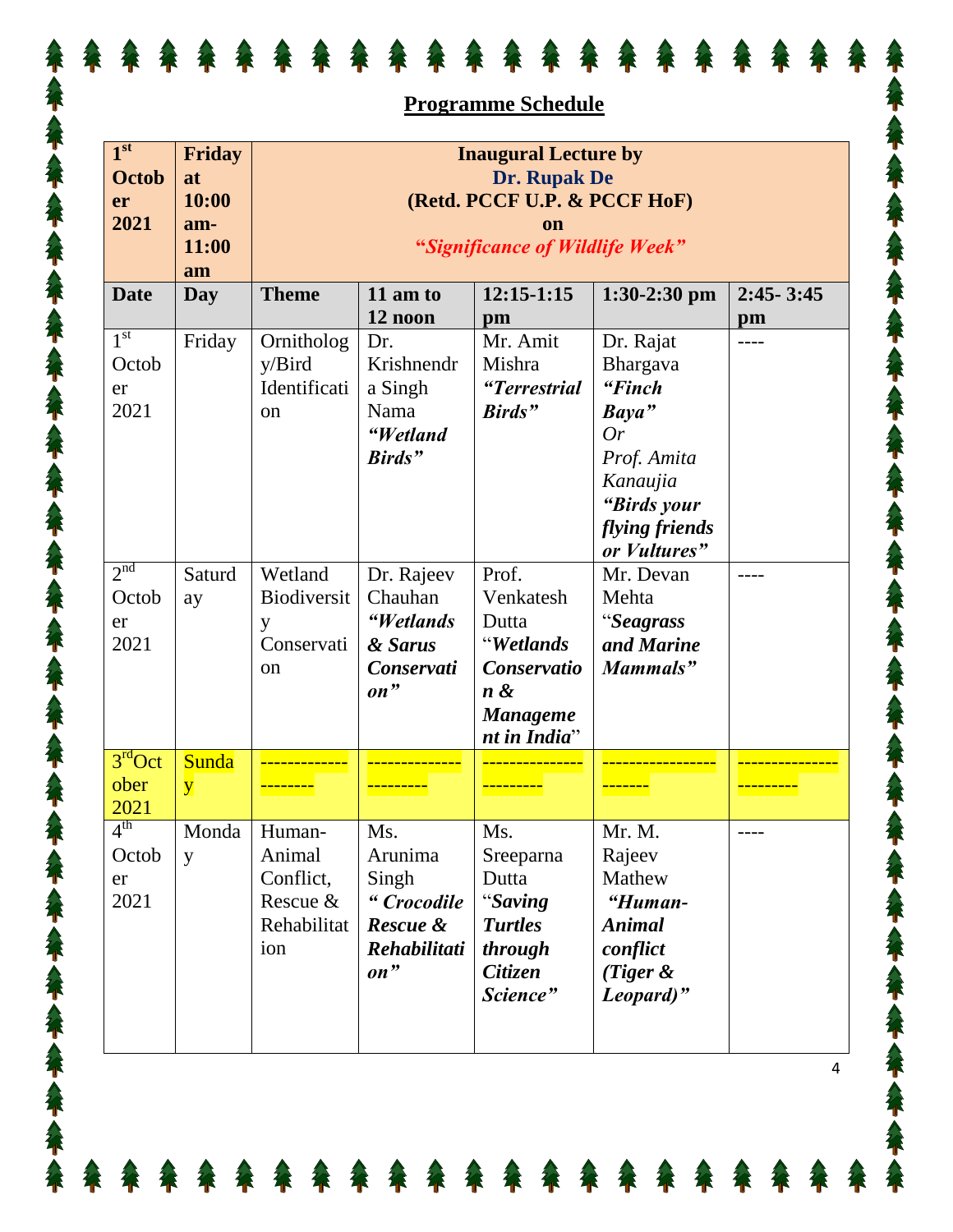## Programme Schedule

| 1st October 2021 | Friday at 10:00 am-11:00 am | **Inaugural Lecture by Dr. Rupak De (Retd. PCCF U.P. & PCCF HoF) on *"Significance of Wildlife Week"*** | | | | |
|---|---|---|---|---|---|---|
| **Date** | **Day** | **Theme** | **11 am to 12 noon** | **12:15-1:15 pm** | **1:30-2:30 pm** | **2:45- 3:45 pm** |
| 1st October 2021 | Friday | Ornithology/Bird Identification | Dr. Krishnendra Singh Nama ***"Wetland Birds"*** | Mr. Amit Mishra ***"Terrestrial Birds"*** | Dr. Rajat Bhargava ***"Finch Baya"*** *Or* *Prof. Amita Kanaujia* ***"Birds your flying friends or Vultures"*** | ---- |
| 2nd October 2021 | Saturday | Wetland Biodiversity Conservation | Dr. Rajeev Chauhan ***"Wetlands & Sarus Conservation"*** | Prof. Venkatesh Dutta "***Wetlands Conservation & Management in India***" | Mr. Devan Mehta "***Seagrass and Marine Mammals"*** | ---- |
| 3rd October 2021 | Sunday | --------------------- | --------------------- | --------------------- | --------------------- | --------------------- |
| 4th October 2021 | Monday | Human-Animal Conflict, Rescue & Rehabilitation | Ms. Arunima Singh ***" Crocodile Rescue & Rehabilitation"*** | Ms. Sreeparna Dutta "***Saving Turtles through Citizen Science"*** | Mr. M. Rajeev Mathew ***"Human-Animal conflict (Tiger & Leopard)"*** | ---- |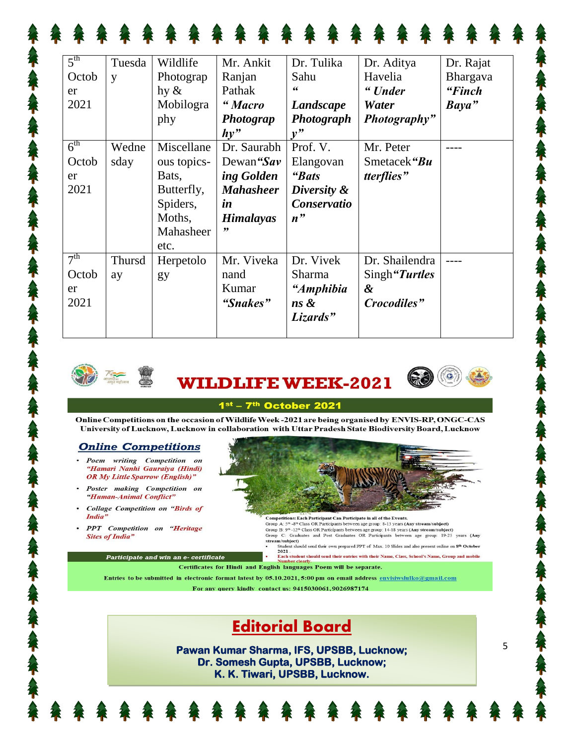| | | | | | | |
|---|---|---|---|---|---|---|
| 5th October 2021 | Tuesday | Wildlife Photography & Mobilography | Mr. Ankit Ranjan Pathak ***"Macro Photography"*** | Dr. Tulika Sahu ***"Landscape Photography"*** | Dr. Aditya Havelia ***"Under Water Photography"*** | Dr. Rajat Bhargava ***"Finch Baya"*** |
| 6th October 2021 | Wednesday | Miscellaneous topics- Bats, Butterfly, Spiders, Moths, Mahasheer etc. | Dr. Saurabh Dewan***"Saving Golden Mahasheer in Himalayas"*** | Prof. V. Elangovan ***"Bats Diversity & Conservation"*** | Mr. Peter Smetacek***"Butterflies"*** | ---- |
| 7th October 2021 | Thursday | Herpetology | Mr. Vivekanand Kumar ***"Snakes"*** | Dr. Vivek Sharma ***"Amphibians & Lizards"*** | Dr. Shailendra Singh***"Turtles & Crocodiles"*** | ---- |

# WILDLIFE WEEK-2021

**1st – 7th October 2021**

**Online Competitions on the occasion of Wildlife Week -2021 are being organised by ENVIS-RP, ONGC-CAS University of Lucknow, Lucknow in collaboration with Uttar Pradesh State Biodiversity Board, Lucknow**

## Online Competitions

- *Poem writing Competition on "Hamari Nanhi Gauraiya (Hindi) OR My Little Sparrow (English)"*
- *Poster making Competition on "Human-Animal Conflict"*
- *Collage Competition on "Birds of India"*
- *PPT Competition on "Heritage Sites of India"*

**Competitions: Each Participant Can Participate in all of the Events.**

Group A: 5th -8th Class OR Participants between age group: 8-13 years **(Any stream/subject)**

Group B: 9th -12th Class OR Participants between age group: 14-18 years **(Any stream/subject)**

Group C: Graduates and Post Graduates OR Participants between age group: 19-25 years **(Any stream/subject)**

- Student should send their own prepared PPT of Max. 10 Slides and also present online on **8th October 2021**.
- **Each student should send their entries with their Name, Class, School's Name, Group and mobile Number clearly.**

*Participate and win an e- certificate*

**Certificates for Hindi and English languages Poem will be separate.**

**Entries to be submitted in electronic format latest by 05.10.2021, 5:00 pm on email address envisiwslulko@gmail.com**

**For any query kindly contact us: 9415030061, 9026987174**

## Editorial Board

**Pawan Kumar Sharma, IFS, UPSBB, Lucknow;**
**Dr. Somesh Gupta, UPSBB, Lucknow;**
**K. K. Tiwari, UPSBB, Lucknow.**